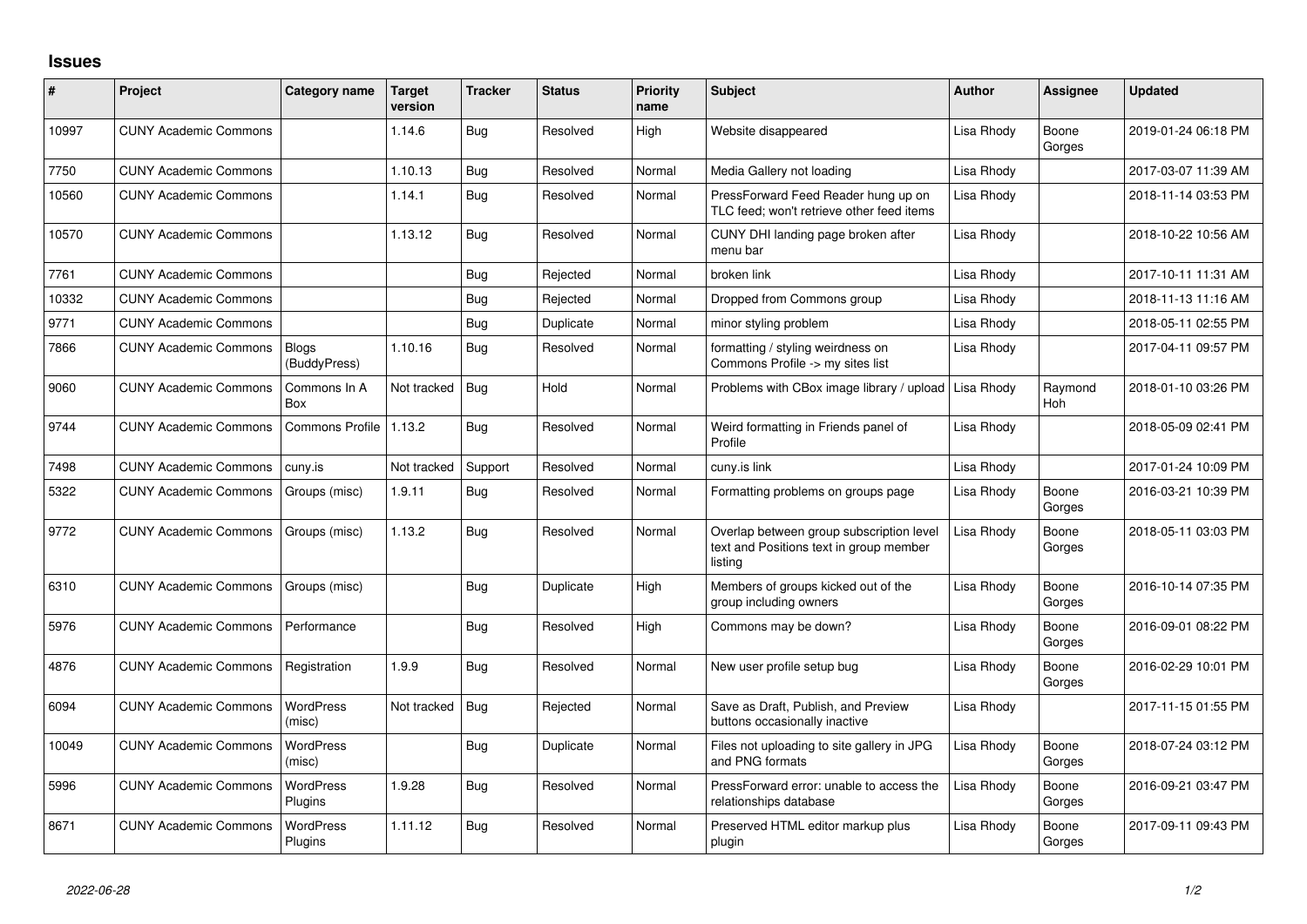## Issues

| # | Project | Category name | Target version | Tracker | Status | Priority name | Subject | Author | Assignee | Updated |
|---|---|---|---|---|---|---|---|---|---|---|
| 10997 | CUNY Academic Commons | | 1.14.6 | Bug | Resolved | High | Website disappeared | Lisa Rhody | Boone Gorges | 2019-01-24 06:18 PM |
| 7750 | CUNY Academic Commons | | 1.10.13 | Bug | Resolved | Normal | Media Gallery not loading | Lisa Rhody | | 2017-03-07 11:39 AM |
| 10560 | CUNY Academic Commons | | 1.14.1 | Bug | Resolved | Normal | PressForward Feed Reader hung up on TLC feed; won't retrieve other feed items | Lisa Rhody | | 2018-11-14 03:53 PM |
| 10570 | CUNY Academic Commons | | 1.13.12 | Bug | Resolved | Normal | CUNY DHI landing page broken after menu bar | Lisa Rhody | | 2018-10-22 10:56 AM |
| 7761 | CUNY Academic Commons | | | Bug | Rejected | Normal | broken link | Lisa Rhody | | 2017-10-11 11:31 AM |
| 10332 | CUNY Academic Commons | | | Bug | Rejected | Normal | Dropped from Commons group | Lisa Rhody | | 2018-11-13 11:16 AM |
| 9771 | CUNY Academic Commons | | | Bug | Duplicate | Normal | minor styling problem | Lisa Rhody | | 2018-05-11 02:55 PM |
| 7866 | CUNY Academic Commons | Blogs (BuddyPress) | 1.10.16 | Bug | Resolved | Normal | formatting / styling weirdness on Commons Profile -> my sites list | Lisa Rhody | | 2017-04-11 09:57 PM |
| 9060 | CUNY Academic Commons | Commons In A Box | Not tracked | Bug | Hold | Normal | Problems with CBox image library / upload | Lisa Rhody | Raymond Hoh | 2018-01-10 03:26 PM |
| 9744 | CUNY Academic Commons | Commons Profile | 1.13.2 | Bug | Resolved | Normal | Weird formatting in Friends panel of Profile | Lisa Rhody | | 2018-05-09 02:41 PM |
| 7498 | CUNY Academic Commons | cuny.is | Not tracked | Support | Resolved | Normal | cuny.is link | Lisa Rhody | | 2017-01-24 10:09 PM |
| 5322 | CUNY Academic Commons | Groups (misc) | 1.9.11 | Bug | Resolved | Normal | Formatting problems on groups page | Lisa Rhody | Boone Gorges | 2016-03-21 10:39 PM |
| 9772 | CUNY Academic Commons | Groups (misc) | 1.13.2 | Bug | Resolved | Normal | Overlap between group subscription level text and Positions text in group member listing | Lisa Rhody | Boone Gorges | 2018-05-11 03:03 PM |
| 6310 | CUNY Academic Commons | Groups (misc) | | Bug | Duplicate | High | Members of groups kicked out of the group including owners | Lisa Rhody | Boone Gorges | 2016-10-14 07:35 PM |
| 5976 | CUNY Academic Commons | Performance | | Bug | Resolved | High | Commons may be down? | Lisa Rhody | Boone Gorges | 2016-09-01 08:22 PM |
| 4876 | CUNY Academic Commons | Registration | 1.9.9 | Bug | Resolved | Normal | New user profile setup bug | Lisa Rhody | Boone Gorges | 2016-02-29 10:01 PM |
| 6094 | CUNY Academic Commons | WordPress (misc) | Not tracked | Bug | Rejected | Normal | Save as Draft, Publish, and Preview buttons occasionally inactive | Lisa Rhody | | 2017-11-15 01:55 PM |
| 10049 | CUNY Academic Commons | WordPress (misc) | | Bug | Duplicate | Normal | Files not uploading to site gallery in JPG and PNG formats | Lisa Rhody | Boone Gorges | 2018-07-24 03:12 PM |
| 5996 | CUNY Academic Commons | WordPress Plugins | 1.9.28 | Bug | Resolved | Normal | PressForward error: unable to access the relationships database | Lisa Rhody | Boone Gorges | 2016-09-21 03:47 PM |
| 8671 | CUNY Academic Commons | WordPress Plugins | 1.11.12 | Bug | Resolved | Normal | Preserved HTML editor markup plus plugin | Lisa Rhody | Boone Gorges | 2017-09-11 09:43 PM |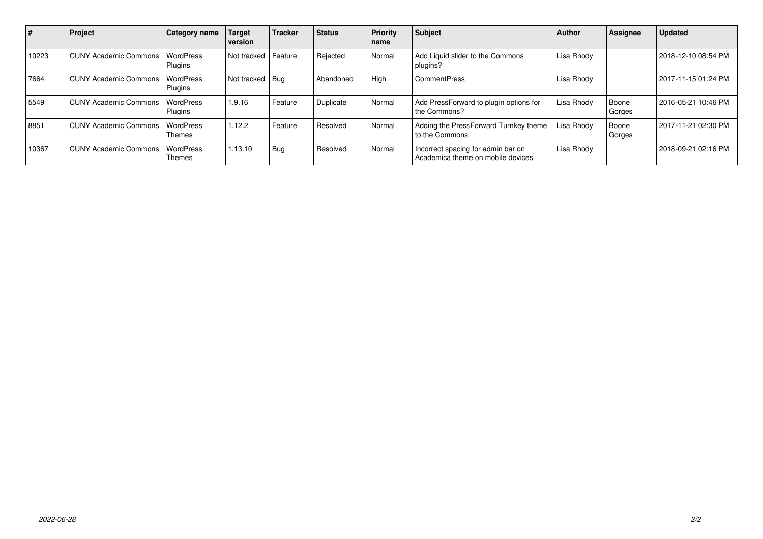| # | Project | Category name | Target version | Tracker | Status | Priority name | Subject | Author | Assignee | Updated |
|---|---|---|---|---|---|---|---|---|---|---|
| 10223 | CUNY Academic Commons | WordPress Plugins | Not tracked | Feature | Rejected | Normal | Add Liquid slider to the Commons plugins? | Lisa Rhody | | 2018-12-10 08:54 PM |
| 7664 | CUNY Academic Commons | WordPress Plugins | Not tracked | Bug | Abandoned | High | CommentPress | Lisa Rhody | | 2017-11-15 01:24 PM |
| 5549 | CUNY Academic Commons | WordPress Plugins | 1.9.16 | Feature | Duplicate | Normal | Add PressForward to plugin options for the Commons? | Lisa Rhody | Boone Gorges | 2016-05-21 10:46 PM |
| 8851 | CUNY Academic Commons | WordPress Themes | 1.12.2 | Feature | Resolved | Normal | Adding the PressForward Turnkey theme to the Commons | Lisa Rhody | Boone Gorges | 2017-11-21 02:30 PM |
| 10367 | CUNY Academic Commons | WordPress Themes | 1.13.10 | Bug | Resolved | Normal | Incorrect spacing for admin bar on Academica theme on mobile devices | Lisa Rhody | | 2018-09-21 02:16 PM |